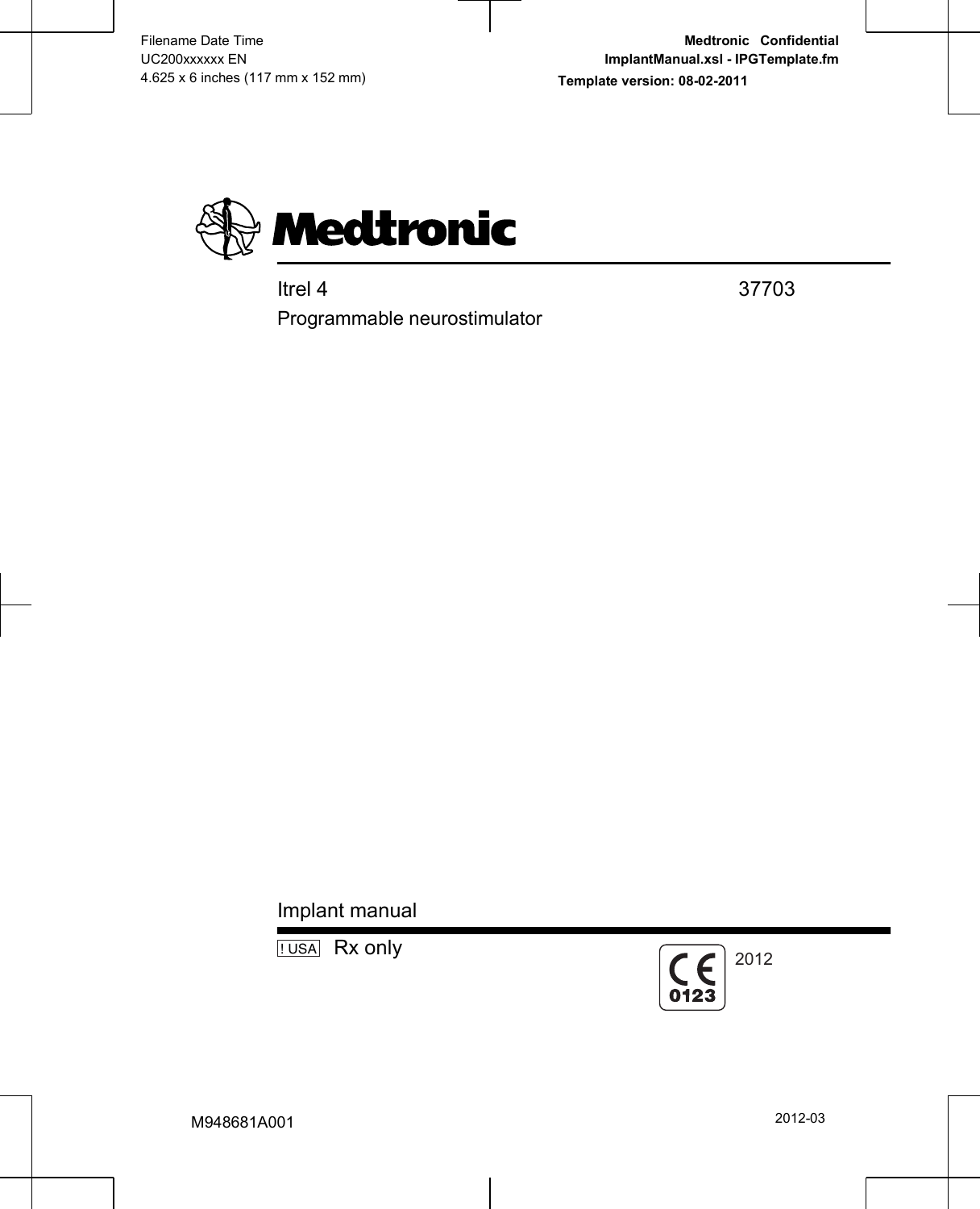Filename Date Time
UC200xxxxxx EN
4.625 x 6 inches (117 mm x 152 mm)

**Medtronic Confidential**
**ImplantManual.xsl - IPGTemplate.fm**
**Template version: 08-02-2011**

# Medtronic

Itrel 4 37703

Programmable neurostimulator

## Implant manual

! USA Rx only

CE 0123 2012

M948681A001

2012-03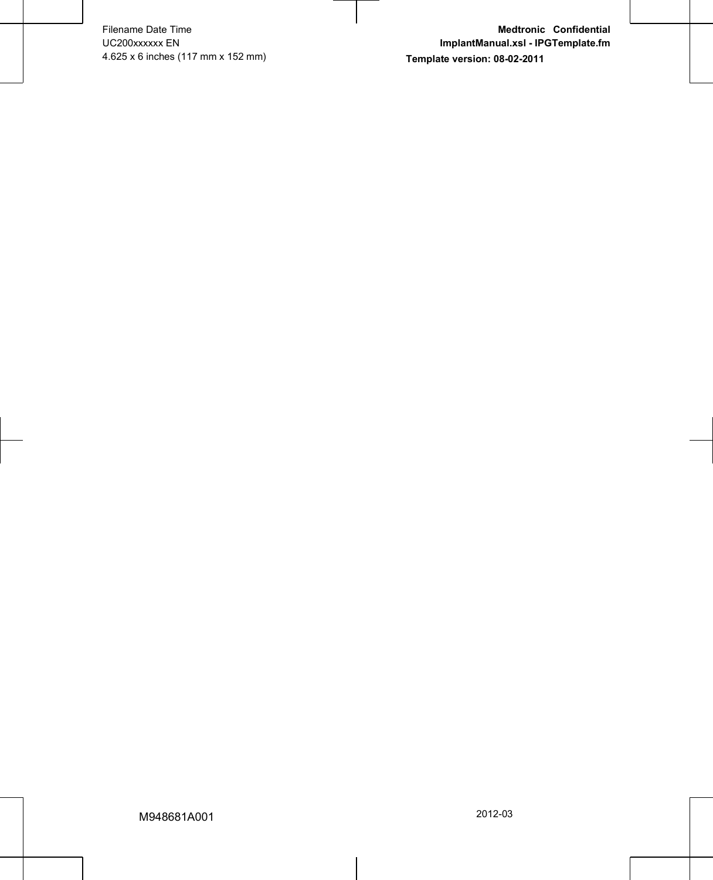M948681A001

2012-03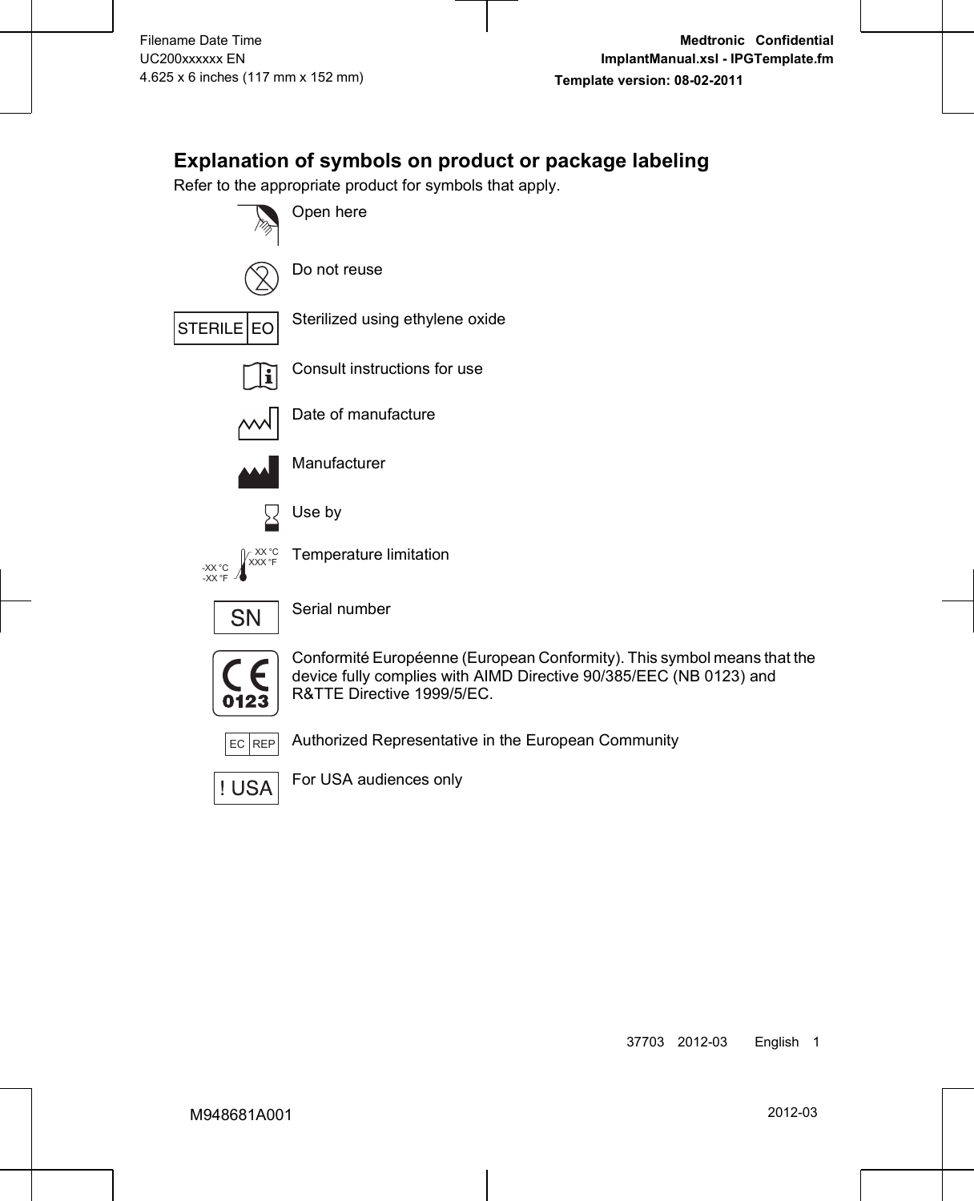## Explanation of symbols on product or package labeling

Refer to the appropriate product for symbols that apply.

| Symbol | Explanation |
| --- | --- |
| | Open here |
| | Do not reuse |
| STERILE EO | Sterilized using ethylene oxide |
| | Consult instructions for use |
| | Date of manufacture |
| | Manufacturer |
| | Use by |
| -XX °C -XX °F / XX °C XXX °F | Temperature limitation |
| SN | Serial number |
| CE 0123 | Conformité Européenne (European Conformity). This symbol means that the device fully complies with AIMD Directive 90/385/EEC (NB 0123) and R&TTE Directive 1999/5/EC. |
| EC REP | Authorized Representative in the European Community |
| ! USA | For USA audiences only |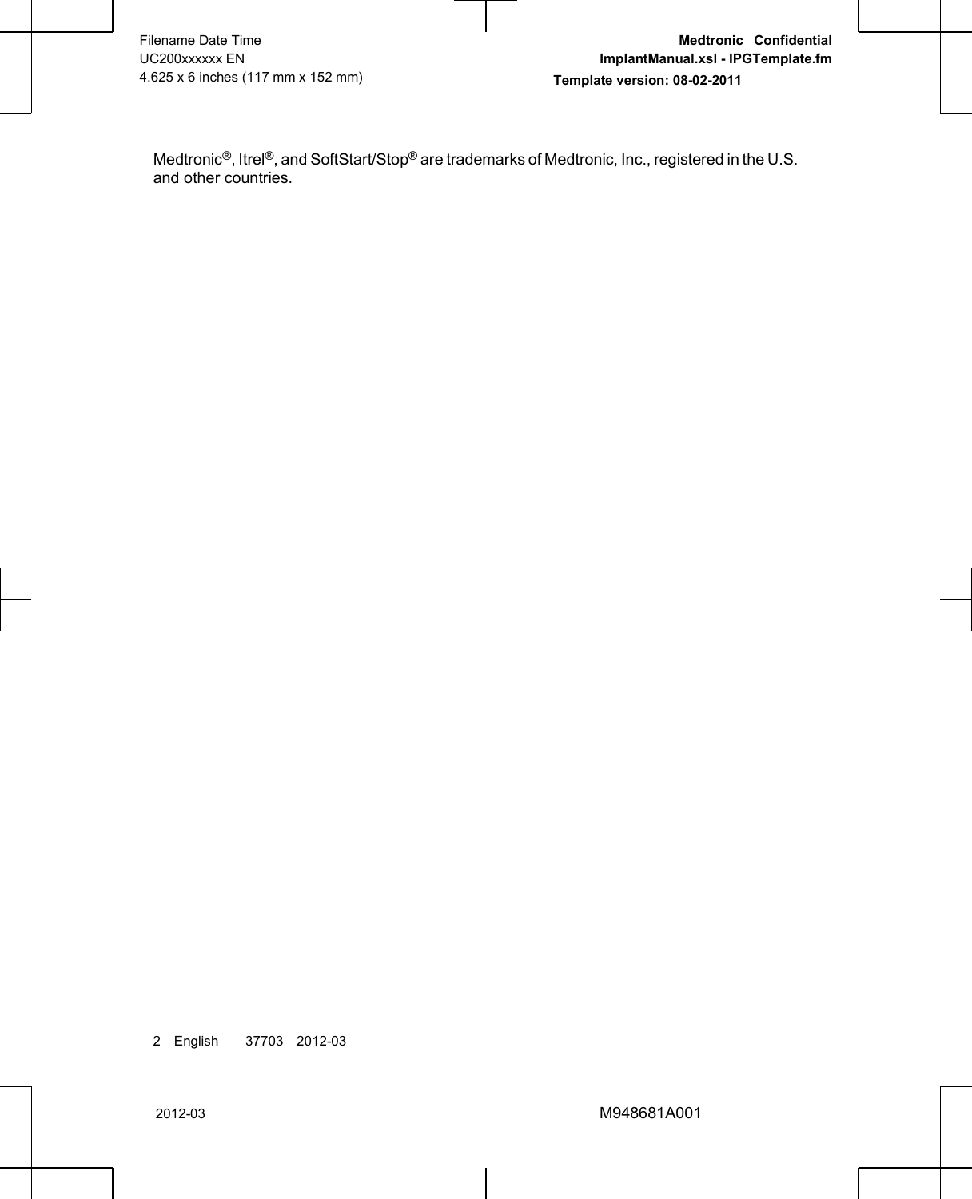Medtronic®, Itrel®, and SoftStart/Stop® are trademarks of Medtronic, Inc., registered in the U.S. and other countries.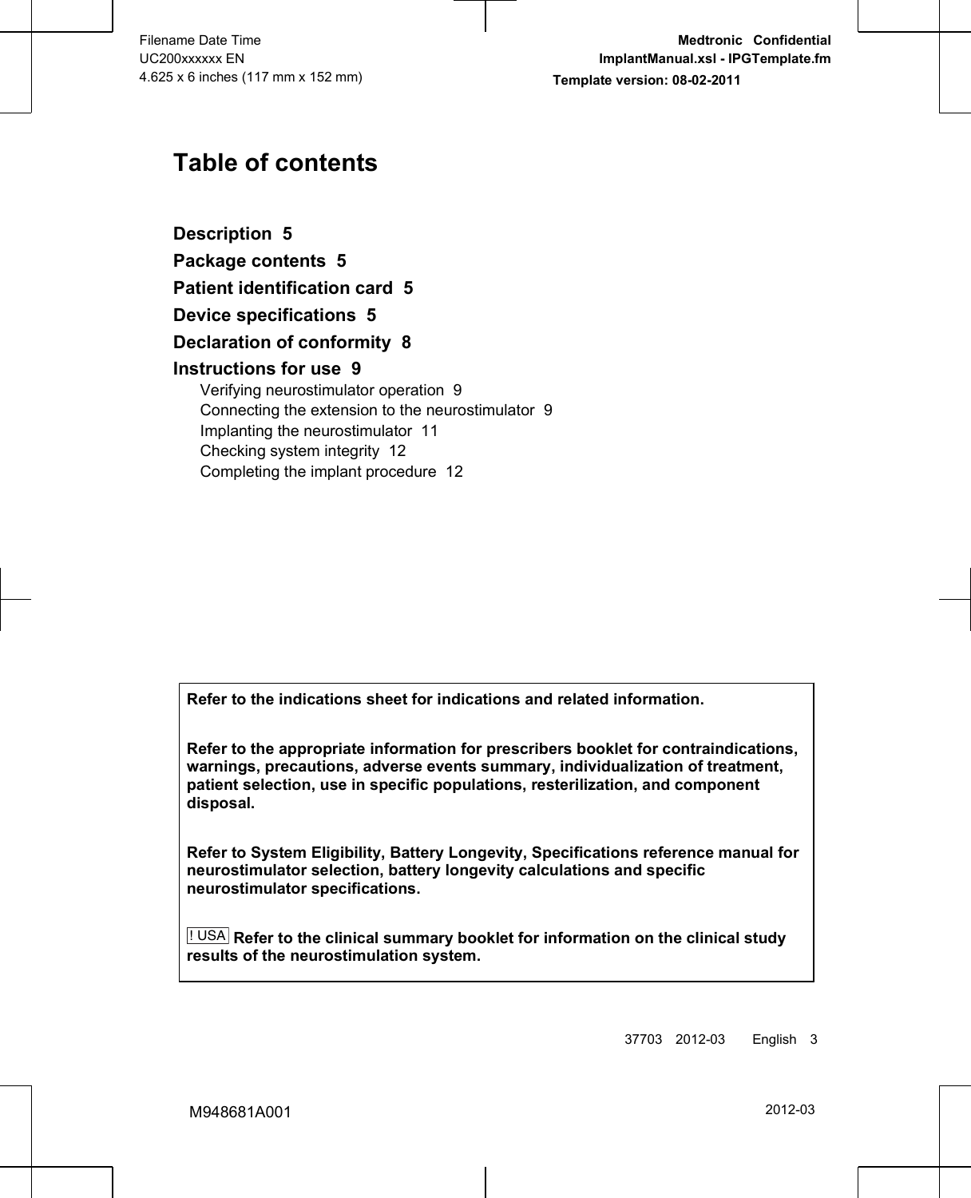# Table of contents

**Description 5**

**Package contents 5**

**Patient identification card 5**

**Device specifications 5**

**Declaration of conformity 8**

**Instructions for use 9**

- Verifying neurostimulator operation 9
- Connecting the extension to the neurostimulator 9
- Implanting the neurostimulator 11
- Checking system integrity 12
- Completing the implant procedure 12

**Refer to the indications sheet for indications and related information.**

**Refer to the appropriate information for prescribers booklet for contraindications, warnings, precautions, adverse events summary, individualization of treatment, patient selection, use in specific populations, resterilization, and component disposal.**

**Refer to System Eligibility, Battery Longevity, Specifications reference manual for neurostimulator selection, battery longevity calculations and specific neurostimulator specifications.**

! USA **Refer to the clinical summary booklet for information on the clinical study results of the neurostimulation system.**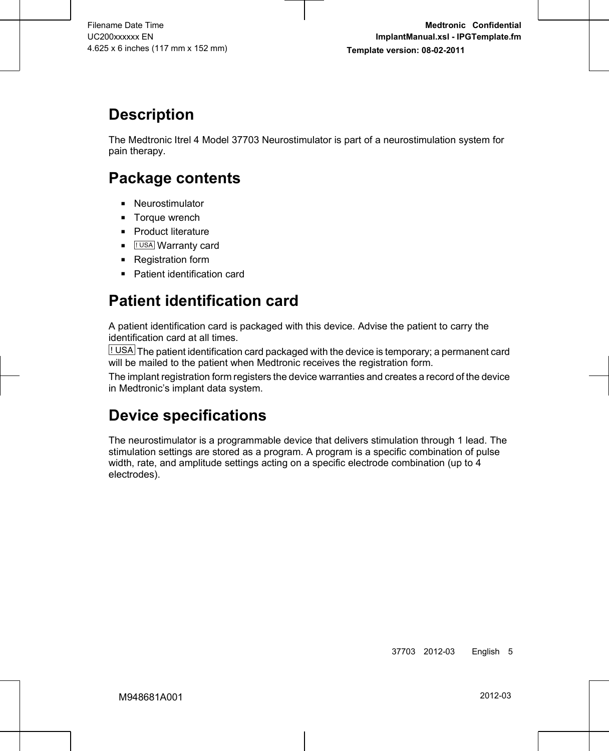# Description

The Medtronic Itrel 4 Model 37703 Neurostimulator is part of a neurostimulation system for pain therapy.

# Package contents

- Neurostimulator
- Torque wrench
- Product literature
- ! USA Warranty card
- Registration form
- Patient identification card

# Patient identification card

A patient identification card is packaged with this device. Advise the patient to carry the identification card at all times.

! USA The patient identification card packaged with the device is temporary; a permanent card will be mailed to the patient when Medtronic receives the registration form.

The implant registration form registers the device warranties and creates a record of the device in Medtronic's implant data system.

# Device specifications

The neurostimulator is a programmable device that delivers stimulation through 1 lead. The stimulation settings are stored as a program. A program is a specific combination of pulse width, rate, and amplitude settings acting on a specific electrode combination (up to 4 electrodes).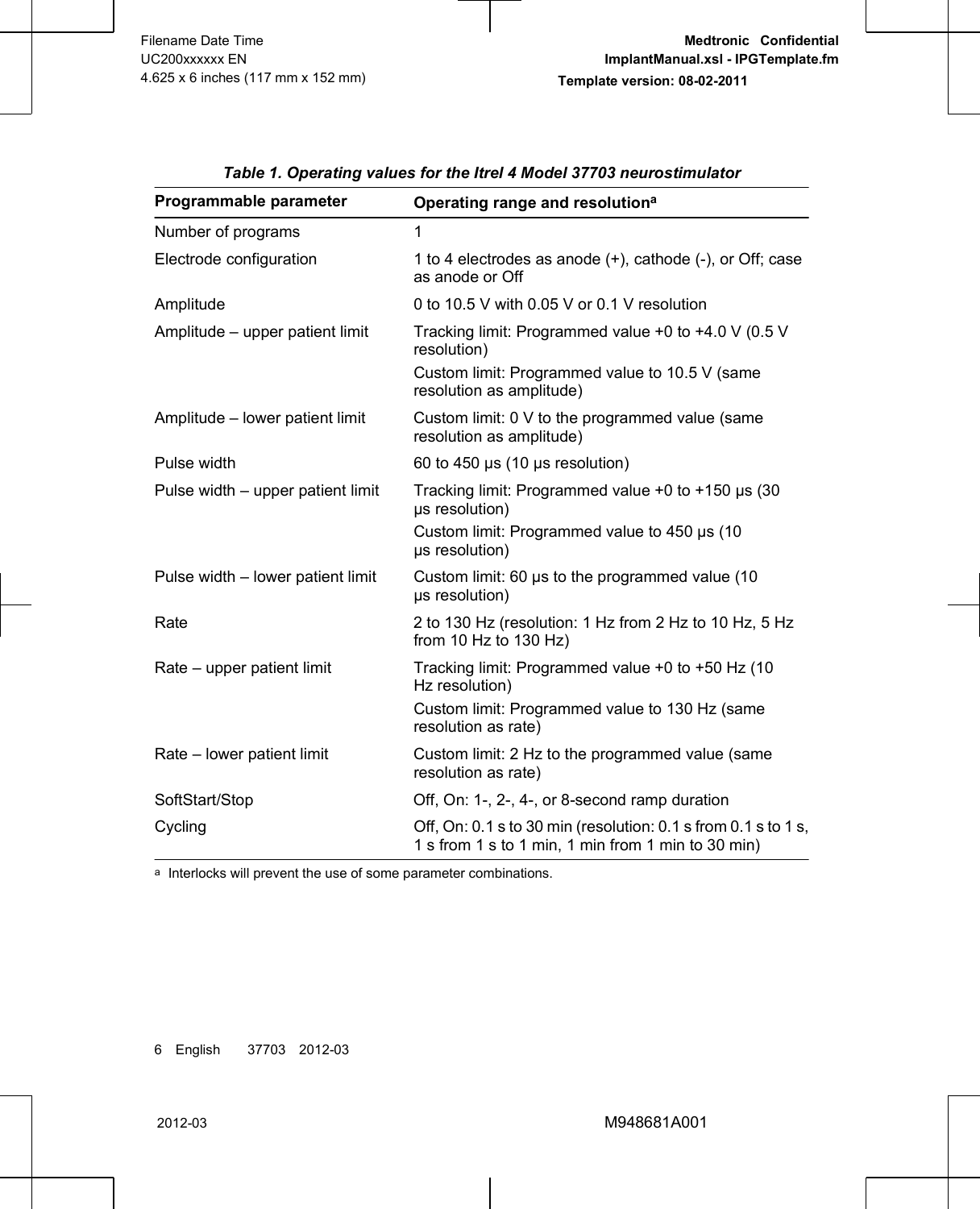*Table 1. Operating values for the Itrel 4 Model 37703 neurostimulator*

| Programmable parameter | Operating range and resolution[a] |
|---|---|
| Number of programs | 1 |
| Electrode configuration | 1 to 4 electrodes as anode (+), cathode (-), or Off; case as anode or Off |
| Amplitude | 0 to 10.5 V with 0.05 V or 0.1 V resolution |
| Amplitude – upper patient limit | Tracking limit: Programmed value +0 to +4.0 V (0.5 V resolution)<br>Custom limit: Programmed value to 10.5 V (same resolution as amplitude) |
| Amplitude – lower patient limit | Custom limit: 0 V to the programmed value (same resolution as amplitude) |
| Pulse width | 60 to 450 µs (10 µs resolution) |
| Pulse width – upper patient limit | Tracking limit: Programmed value +0 to +150 µs (30 µs resolution)<br>Custom limit: Programmed value to 450 µs (10 µs resolution) |
| Pulse width – lower patient limit | Custom limit: 60 µs to the programmed value (10 µs resolution) |
| Rate | 2 to 130 Hz (resolution: 1 Hz from 2 Hz to 10 Hz, 5 Hz from 10 Hz to 130 Hz) |
| Rate – upper patient limit | Tracking limit: Programmed value +0 to +50 Hz (10 Hz resolution)<br>Custom limit: Programmed value to 130 Hz (same resolution as rate) |
| Rate – lower patient limit | Custom limit: 2 Hz to the programmed value (same resolution as rate) |
| SoftStart/Stop | Off, On: 1-, 2-, 4-, or 8-second ramp duration |
| Cycling | Off, On: 0.1 s to 30 min (resolution: 0.1 s from 0.1 s to 1 s, 1 s from 1 s to 1 min, 1 min from 1 min to 30 min) |

[a] Interlocks will prevent the use of some parameter combinations.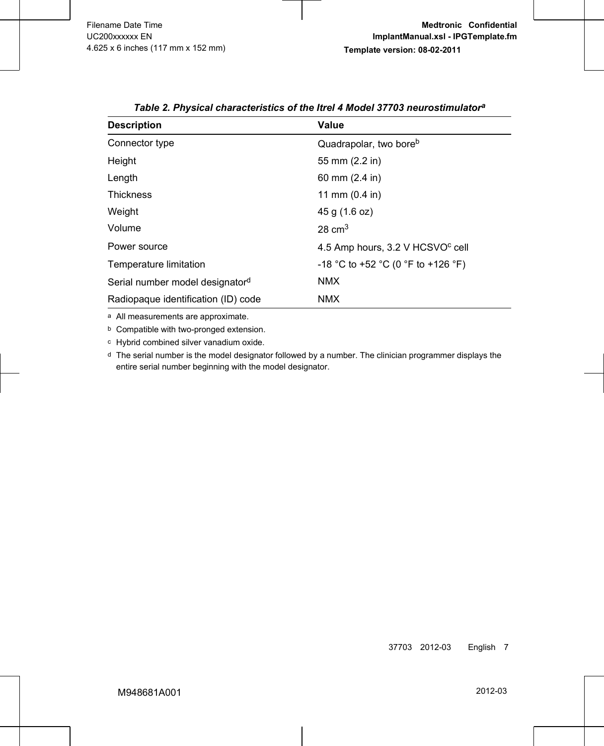***Table 2. Physical characteristics of the Itrel 4 Model 37703 neurostimulator[a]***

| Description | Value |
|---|---|
| Connector type | Quadrapolar, two bore[b] |
| Height | 55 mm (2.2 in) |
| Length | 60 mm (2.4 in) |
| Thickness | 11 mm (0.4 in) |
| Weight | 45 g (1.6 oz) |
| Volume | 28 $cm^3$ |
| Power source | 4.5 Amp hours, 3.2 V HCSVO[c] cell |
| Temperature limitation | -18 °C to +52 °C (0 °F to +126 °F) |
| Serial number model designator[d] | NMX |
| Radiopaque identification (ID) code | NMX |

[a] All measurements are approximate.

[b] Compatible with two-pronged extension.

[c] Hybrid combined silver vanadium oxide.

[d] The serial number is the model designator followed by a number. The clinician programmer displays the entire serial number beginning with the model designator.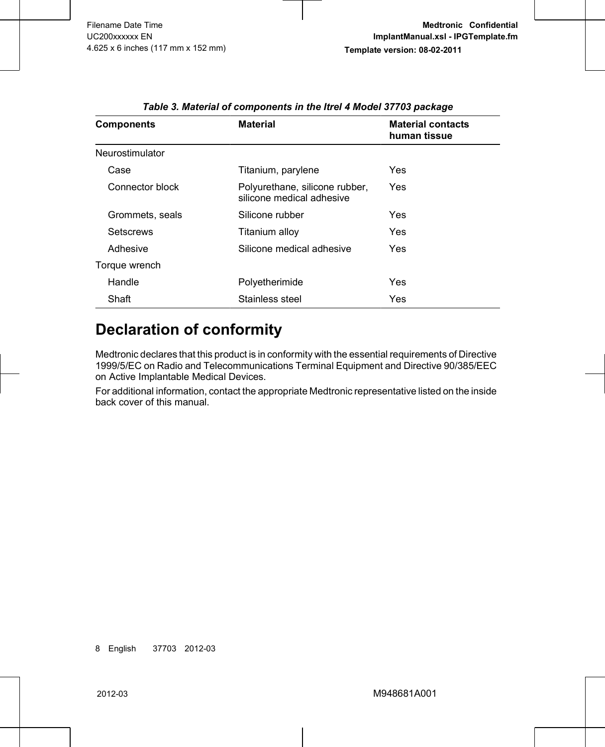*Table 3. Material of components in the Itrel 4 Model 37703 package*

| Components | Material | Material contacts human tissue |
|---|---|---|
| Neurostimulator | | |
| Case | Titanium, parylene | Yes |
| Connector block | Polyurethane, silicone rubber, silicone medical adhesive | Yes |
| Grommets, seals | Silicone rubber | Yes |
| Setscrews | Titanium alloy | Yes |
| Adhesive | Silicone medical adhesive | Yes |
| Torque wrench | | |
| Handle | Polyetherimide | Yes |
| Shaft | Stainless steel | Yes |

# Declaration of conformity

Medtronic declares that this product is in conformity with the essential requirements of Directive 1999/5/EC on Radio and Telecommunications Terminal Equipment and Directive 90/385/EEC on Active Implantable Medical Devices.

For additional information, contact the appropriate Medtronic representative listed on the inside back cover of this manual.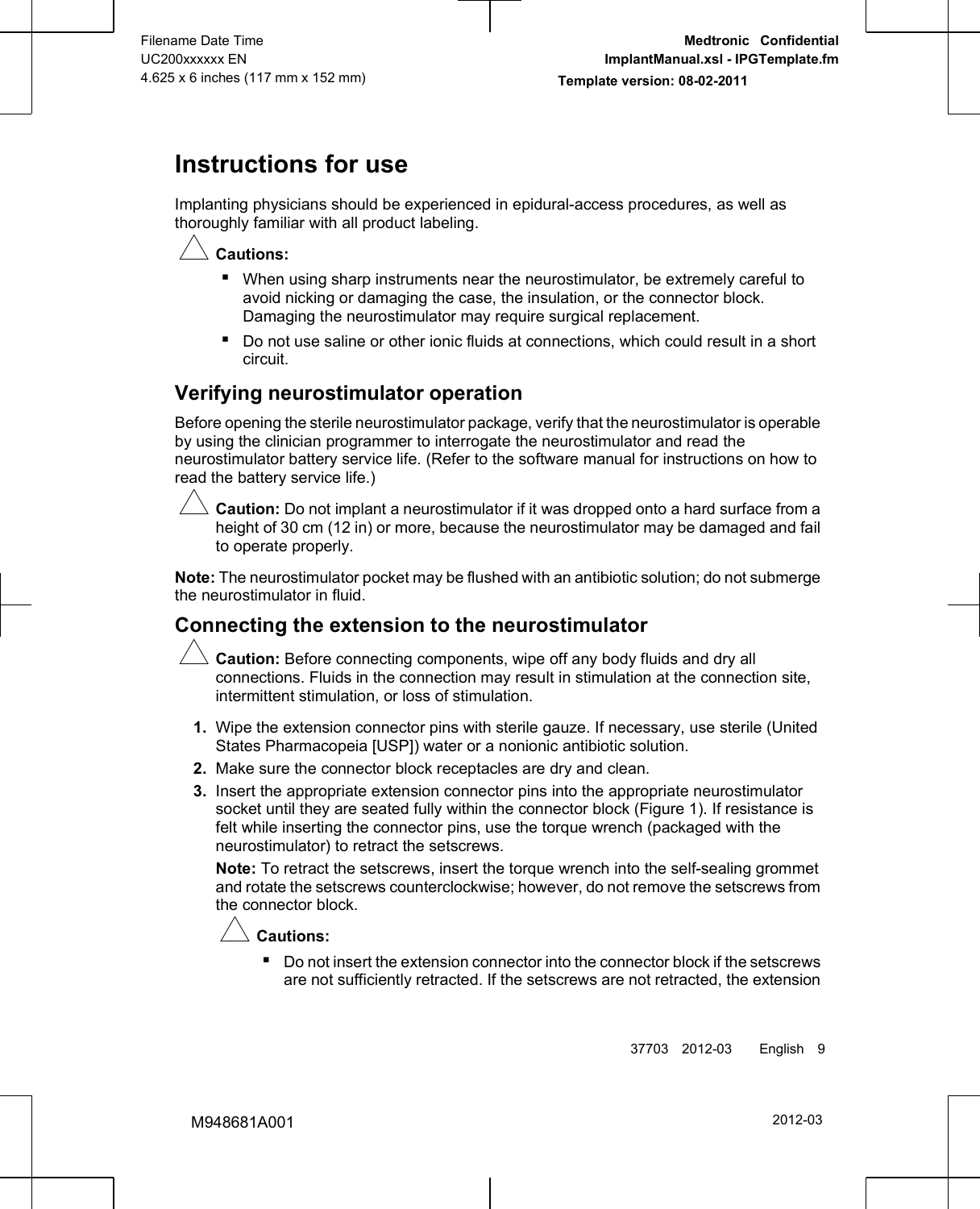# Instructions for use

Implanting physicians should be experienced in epidural-access procedures, as well as thoroughly familiar with all product labeling.

**Cautions:**

- When using sharp instruments near the neurostimulator, be extremely careful to avoid nicking or damaging the case, the insulation, or the connector block. Damaging the neurostimulator may require surgical replacement.
- Do not use saline or other ionic fluids at connections, which could result in a short circuit.

## Verifying neurostimulator operation

Before opening the sterile neurostimulator package, verify that the neurostimulator is operable by using the clinician programmer to interrogate the neurostimulator and read the neurostimulator battery service life. (Refer to the software manual for instructions on how to read the battery service life.)

**Caution:** Do not implant a neurostimulator if it was dropped onto a hard surface from a height of 30 cm (12 in) or more, because the neurostimulator may be damaged and fail to operate properly.

**Note:** The neurostimulator pocket may be flushed with an antibiotic solution; do not submerge the neurostimulator in fluid.

## Connecting the extension to the neurostimulator

**Caution:** Before connecting components, wipe off any body fluids and dry all connections. Fluids in the connection may result in stimulation at the connection site, intermittent stimulation, or loss of stimulation.

1. Wipe the extension connector pins with sterile gauze. If necessary, use sterile (United States Pharmacopeia [USP]) water or a nonionic antibiotic solution.
2. Make sure the connector block receptacles are dry and clean.
3. Insert the appropriate extension connector pins into the appropriate neurostimulator socket until they are seated fully within the connector block (Figure 1). If resistance is felt while inserting the connector pins, use the torque wrench (packaged with the neurostimulator) to retract the setscrews.

   **Note:** To retract the setscrews, insert the torque wrench into the self-sealing grommet and rotate the setscrews counterclockwise; however, do not remove the setscrews from the connector block.

   **Cautions:**

   - Do not insert the extension connector into the connector block if the setscrews are not sufficiently retracted. If the setscrews are not retracted, the extension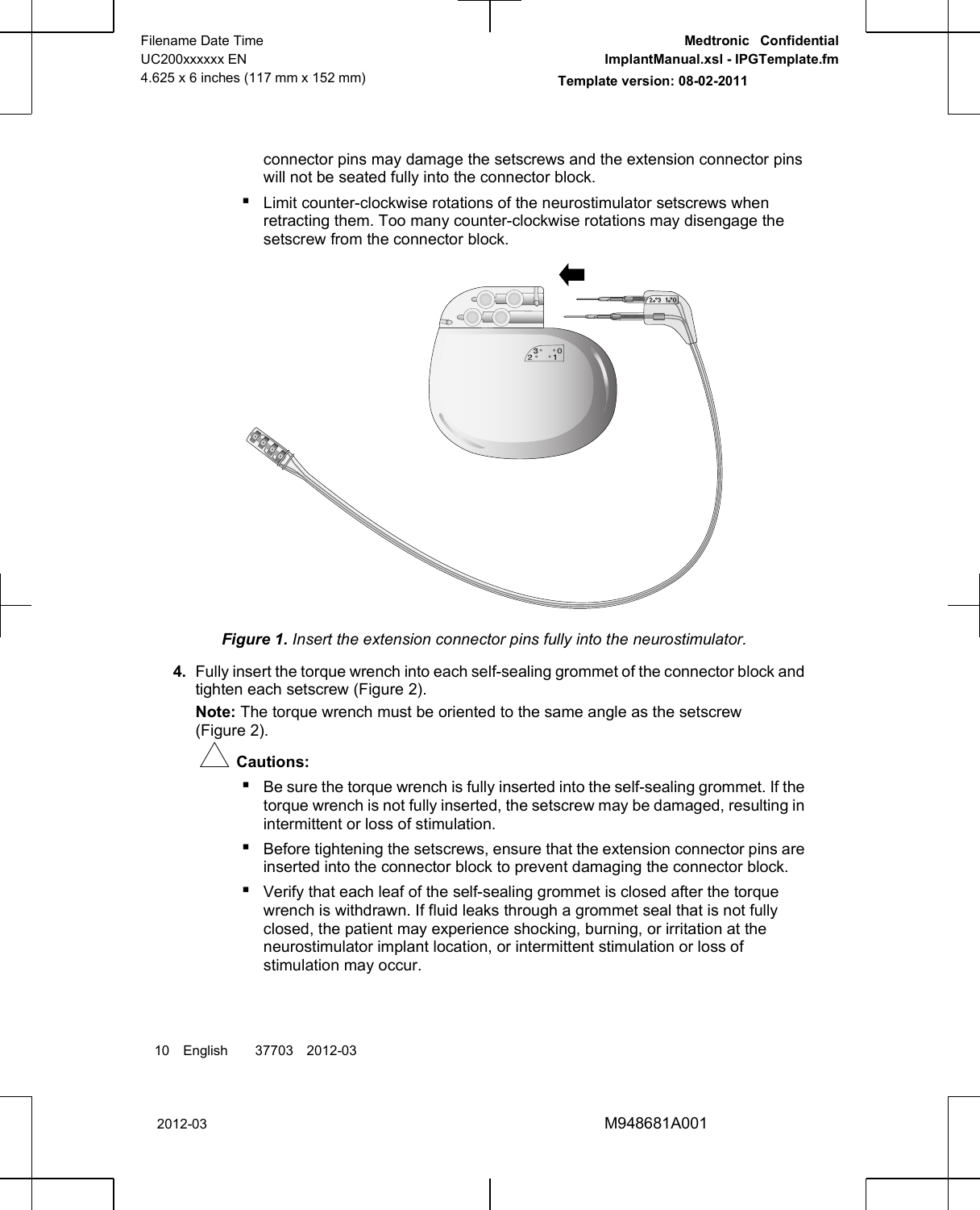connector pins may damage the setscrews and the extension connector pins will not be seated fully into the connector block.

- Limit counter-clockwise rotations of the neurostimulator setscrews when retracting them. Too many counter-clockwise rotations may disengage the setscrew from the connector block.

***Figure 1.*** *Insert the extension connector pins fully into the neurostimulator.*

**4.** Fully insert the torque wrench into each self-sealing grommet of the connector block and tighten each setscrew (Figure 2).

**Note:** The torque wrench must be oriented to the same angle as the setscrew (Figure 2).

**Cautions:**

- Be sure the torque wrench is fully inserted into the self-sealing grommet. If the torque wrench is not fully inserted, the setscrew may be damaged, resulting in intermittent or loss of stimulation.
- Before tightening the setscrews, ensure that the extension connector pins are inserted into the connector block to prevent damaging the connector block.
- Verify that each leaf of the self-sealing grommet is closed after the torque wrench is withdrawn. If fluid leaks through a grommet seal that is not fully closed, the patient may experience shocking, burning, or irritation at the neurostimulator implant location, or intermittent stimulation or loss of stimulation may occur.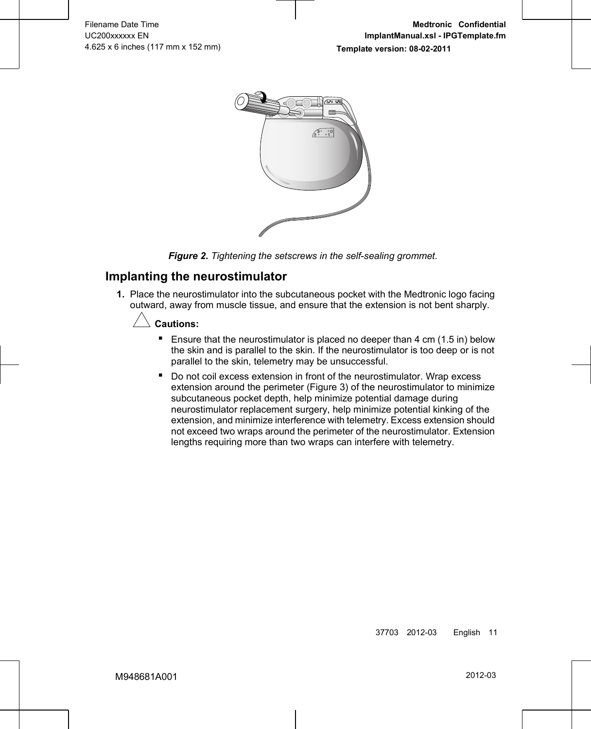*Figure 2. Tightening the setscrews in the self-sealing grommet.*

## Implanting the neurostimulator

1. Place the neurostimulator into the subcutaneous pocket with the Medtronic logo facing outward, away from muscle tissue, and ensure that the extension is not bent sharply.

   **Cautions:**

   - Ensure that the neurostimulator is placed no deeper than 4 cm (1.5 in) below the skin and is parallel to the skin. If the neurostimulator is too deep or is not parallel to the skin, telemetry may be unsuccessful.
   - Do not coil excess extension in front of the neurostimulator. Wrap excess extension around the perimeter (Figure 3) of the neurostimulator to minimize subcutaneous pocket depth, help minimize potential damage during neurostimulator replacement surgery, help minimize potential kinking of the extension, and minimize interference with telemetry. Excess extension should not exceed two wraps around the perimeter of the neurostimulator. Extension lengths requiring more than two wraps can interfere with telemetry.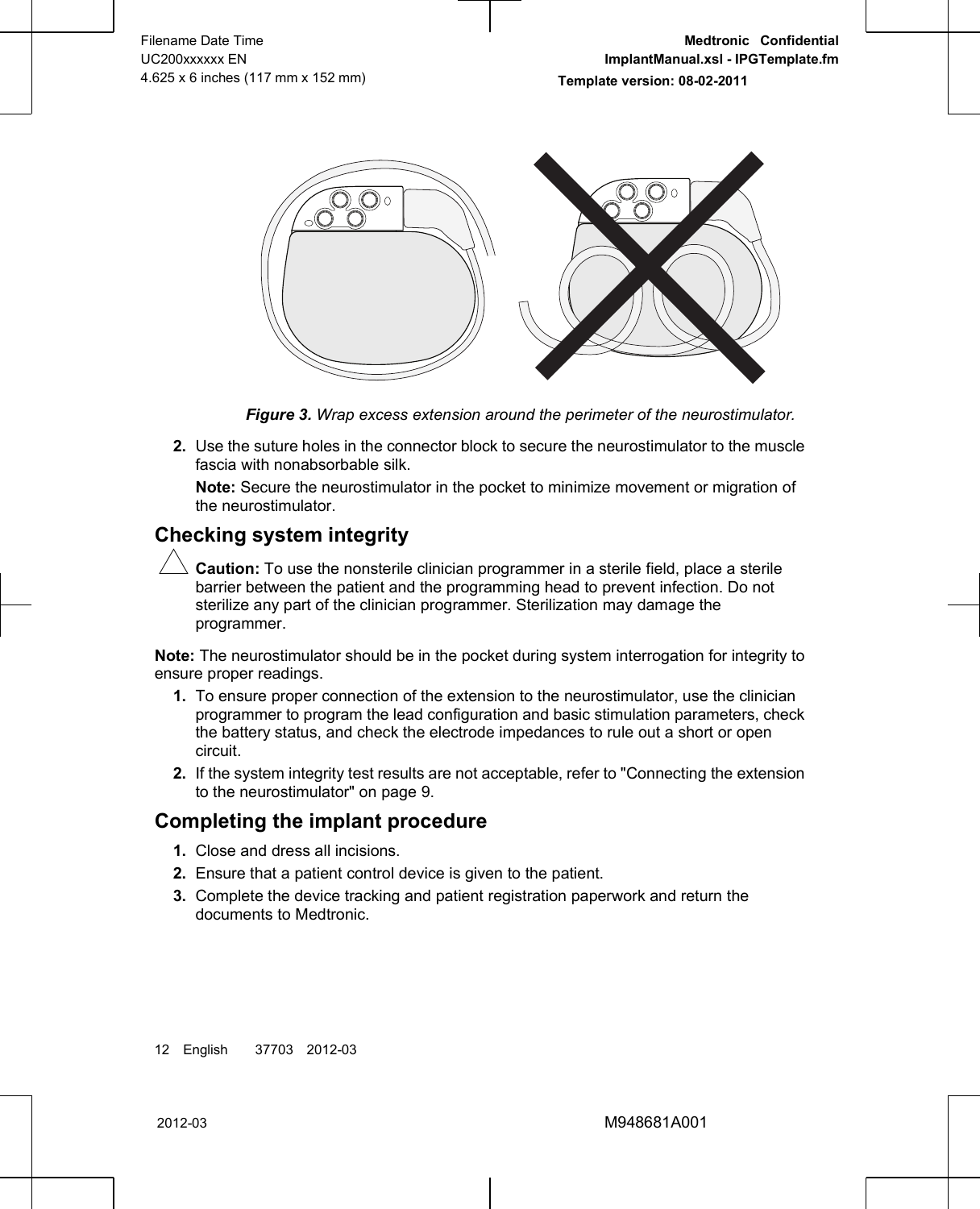*Figure 3. Wrap excess extension around the perimeter of the neurostimulator.*

2. Use the suture holes in the connector block to secure the neurostimulator to the muscle fascia with nonabsorbable silk.

   **Note:** Secure the neurostimulator in the pocket to minimize movement or migration of the neurostimulator.

## Checking system integrity

**Caution:** To use the nonsterile clinician programmer in a sterile field, place a sterile barrier between the patient and the programming head to prevent infection. Do not sterilize any part of the clinician programmer. Sterilization may damage the programmer.

**Note:** The neurostimulator should be in the pocket during system interrogation for integrity to ensure proper readings.

1. To ensure proper connection of the extension to the neurostimulator, use the clinician programmer to program the lead configuration and basic stimulation parameters, check the battery status, and check the electrode impedances to rule out a short or open circuit.
2. If the system integrity test results are not acceptable, refer to "Connecting the extension to the neurostimulator" on page 9.

## Completing the implant procedure

1. Close and dress all incisions.
2. Ensure that a patient control device is given to the patient.
3. Complete the device tracking and patient registration paperwork and return the documents to Medtronic.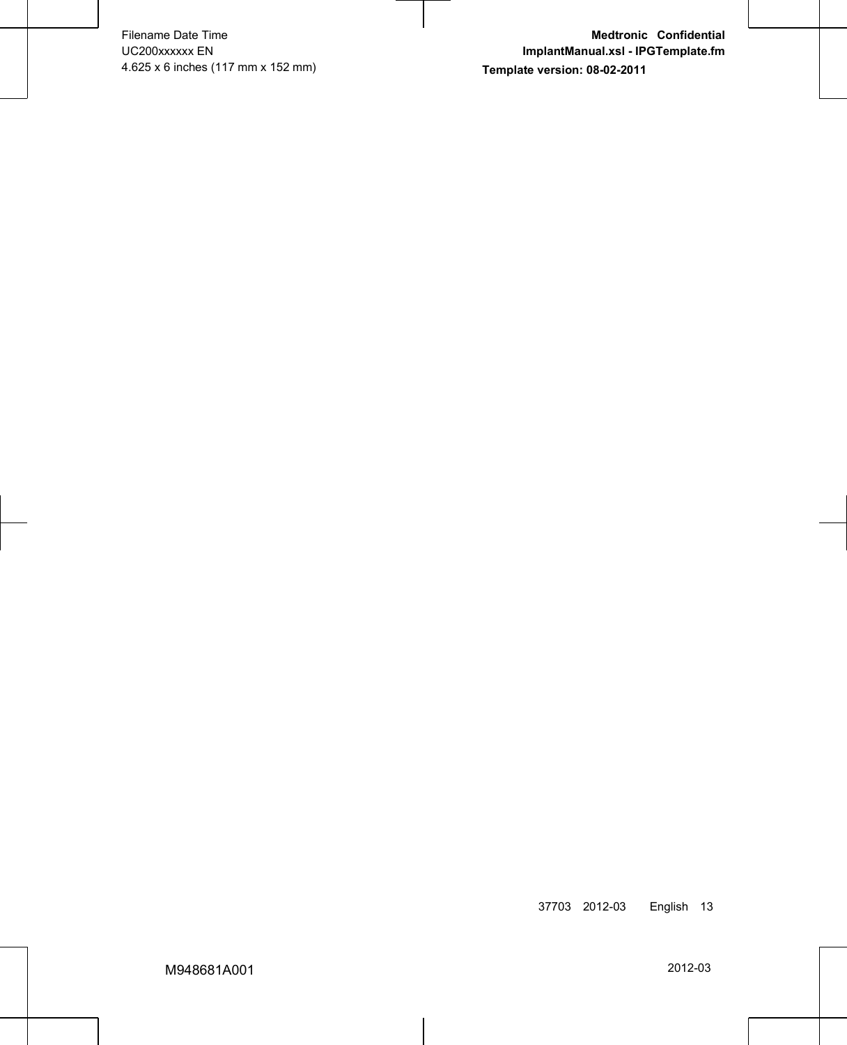M948681A001

2012-03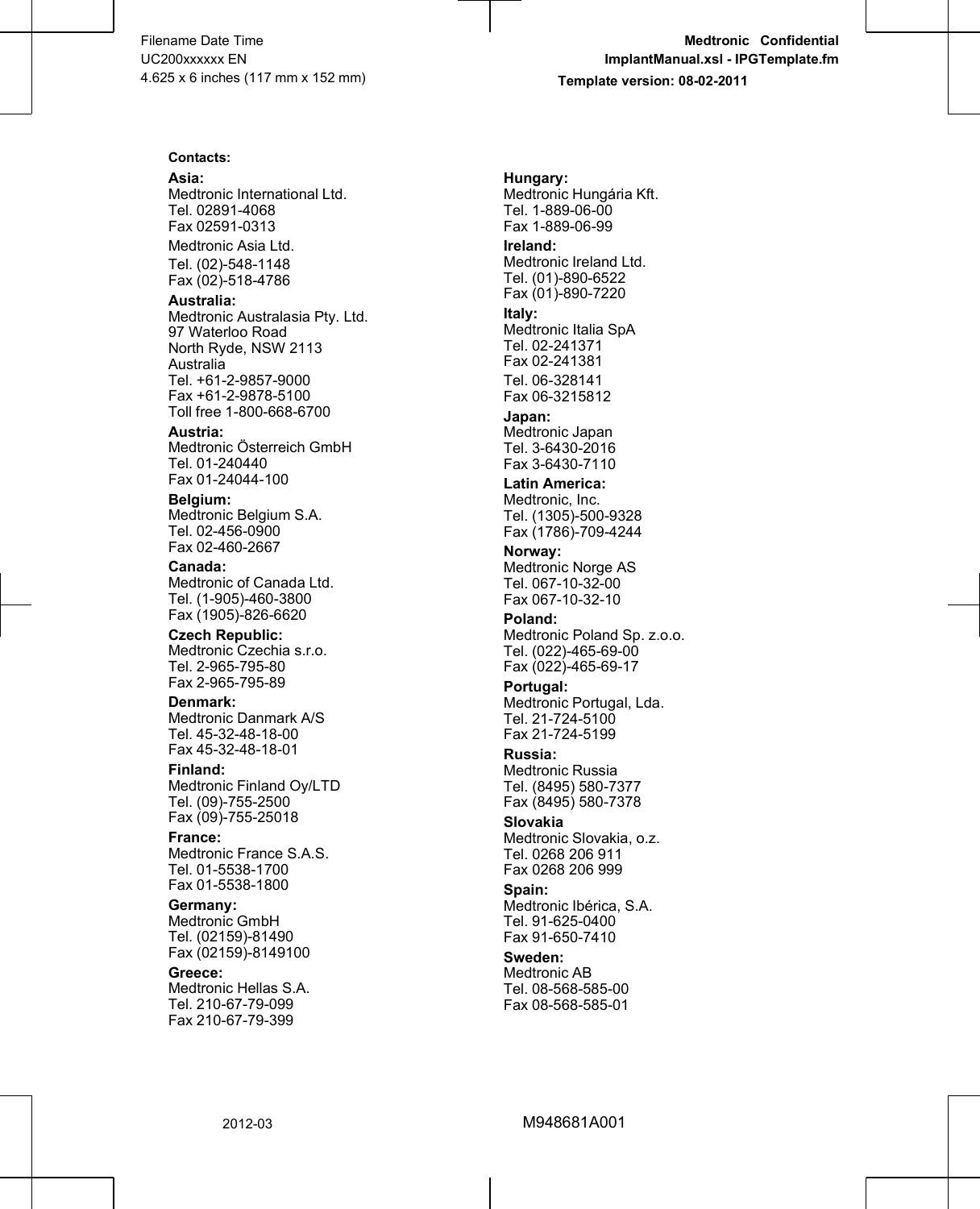**Contacts:**

**Asia:**
Medtronic International Ltd.
Tel. 02891-4068
Fax 02591-0313

Medtronic Asia Ltd.
Tel. (02)-548-1148
Fax (02)-518-4786

**Australia:**
Medtronic Australasia Pty. Ltd.
97 Waterloo Road
North Ryde, NSW 2113
Australia
Tel. +61-2-9857-9000
Fax +61-2-9878-5100
Toll free 1-800-668-6700

**Austria:**
Medtronic Österreich GmbH
Tel. 01-240440
Fax 01-24044-100

**Belgium:**
Medtronic Belgium S.A.
Tel. 02-456-0900
Fax 02-460-2667

**Canada:**
Medtronic of Canada Ltd.
Tel. (1-905)-460-3800
Fax (1905)-826-6620

**Czech Republic:**
Medtronic Czechia s.r.o.
Tel. 2-965-795-80
Fax 2-965-795-89

**Denmark:**
Medtronic Danmark A/S
Tel. 45-32-48-18-00
Fax 45-32-48-18-01

**Finland:**
Medtronic Finland Oy/LTD
Tel. (09)-755-2500
Fax (09)-755-25018

**France:**
Medtronic France S.A.S.
Tel. 01-5538-1700
Fax 01-5538-1800

**Germany:**
Medtronic GmbH
Tel. (02159)-81490
Fax (02159)-8149100

**Greece:**
Medtronic Hellas S.A.
Tel. 210-67-79-099
Fax 210-67-79-399

**Hungary:**
Medtronic Hungária Kft.
Tel. 1-889-06-00
Fax 1-889-06-99

**Ireland:**
Medtronic Ireland Ltd.
Tel. (01)-890-6522
Fax (01)-890-7220

**Italy:**
Medtronic Italia SpA
Tel. 02-241371
Fax 02-241381

Tel. 06-328141
Fax 06-3215812

**Japan:**
Medtronic Japan
Tel. 3-6430-2016
Fax 3-6430-7110

**Latin America:**
Medtronic, Inc.
Tel. (1305)-500-9328
Fax (1786)-709-4244

**Norway:**
Medtronic Norge AS
Tel. 067-10-32-00
Fax 067-10-32-10

**Poland:**
Medtronic Poland Sp. z.o.o.
Tel. (022)-465-69-00
Fax (022)-465-69-17

**Portugal:**
Medtronic Portugal, Lda.
Tel. 21-724-5100
Fax 21-724-5199

**Russia:**
Medtronic Russia
Tel. (8495) 580-7377
Fax (8495) 580-7378

**Slovakia**
Medtronic Slovakia, o.z.
Tel. 0268 206 911
Fax 0268 206 999

**Spain:**
Medtronic Ibérica, S.A.
Tel. 91-625-0400
Fax 91-650-7410

**Sweden:**
Medtronic AB
Tel. 08-568-585-00
Fax 08-568-585-01

2012-03

M948681A001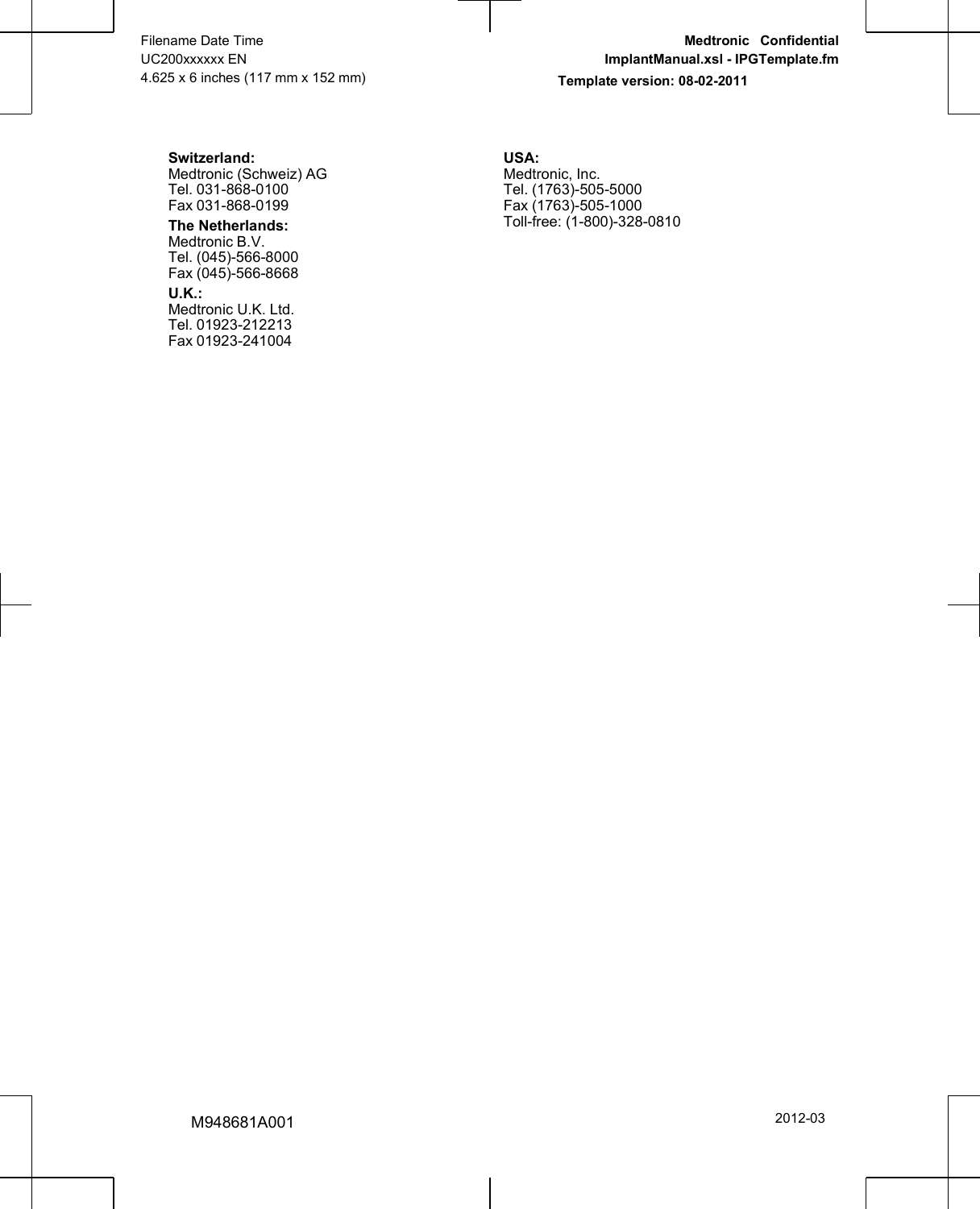**Switzerland:**
Medtronic (Schweiz) AG
Tel. 031-868-0100
Fax 031-868-0199

**The Netherlands:**
Medtronic B.V.
Tel. (045)-566-8000
Fax (045)-566-8668

**U.K.:**
Medtronic U.K. Ltd.
Tel. 01923-212213
Fax 01923-241004

**USA:**
Medtronic, Inc.
Tel. (1763)-505-5000
Fax (1763)-505-1000
Toll-free: (1-800)-328-0810

M948681A001

2012-03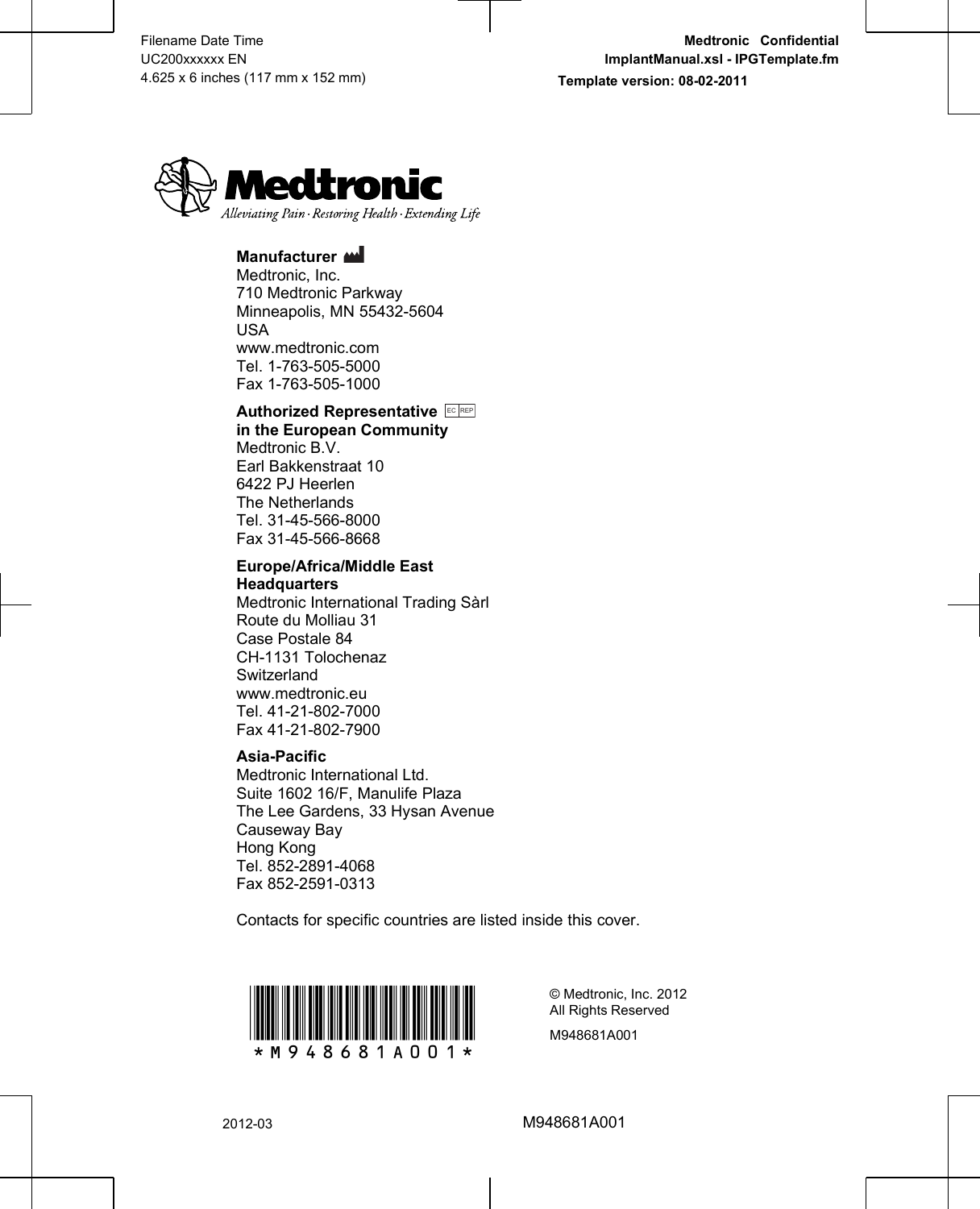Medtronic

*Alleviating Pain · Restoring Health · Extending Life*

**Manufacturer**
Medtronic, Inc.
710 Medtronic Parkway
Minneapolis, MN 55432-5604
USA
www.medtronic.com
Tel. 1-763-505-5000
Fax 1-763-505-1000

**Authorized Representative** EC REP
**in the European Community**
Medtronic B.V.
Earl Bakkenstraat 10
6422 PJ Heerlen
The Netherlands
Tel. 31-45-566-8000
Fax 31-45-566-8668

**Europe/Africa/Middle East Headquarters**
Medtronic International Trading Sàrl
Route du Molliau 31
Case Postale 84
CH-1131 Tolochenaz
Switzerland
www.medtronic.eu
Tel. 41-21-802-7000
Fax 41-21-802-7900

**Asia-Pacific**
Medtronic International Ltd.
Suite 1602 16/F, Manulife Plaza
The Lee Gardens, 33 Hysan Avenue
Causeway Bay
Hong Kong
Tel. 852-2891-4068
Fax 852-2591-0313

Contacts for specific countries are listed inside this cover.

*M948681A001*

© Medtronic, Inc. 2012
All Rights Reserved

M948681A001

2012-03

M948681A001